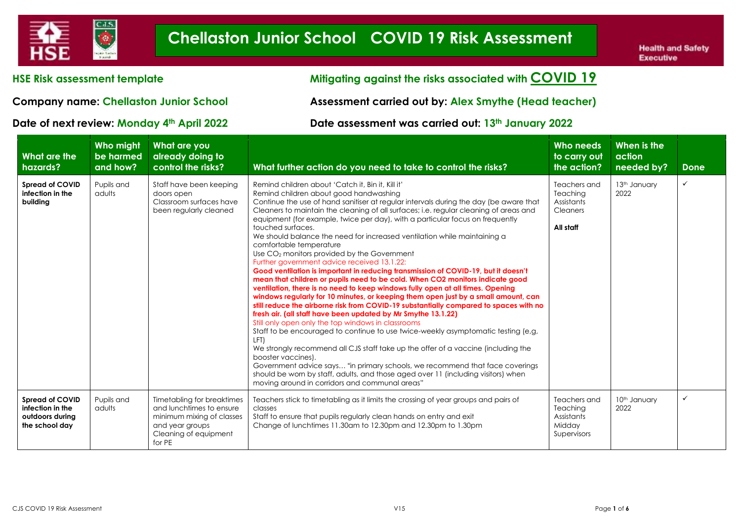# Chellaston Junior School COVID 19 Risk Assessment

Health and Safety Executive

**HSE Risk assessment template**

**Mitigating against the risks associated with COVID 19**

**Company name: Chellaston Junior School**

**Assessment carried out by: Alex Smythe (Head teacher)**

**Date of next review: Monday 4th April 2022**

**Date assessment was carried out: 13th January 2022**

| What are the hazards? | Who might be harmed and how? | What are you already doing to control the risks? | What further action do you need to take to control the risks? | Who needs to carry out the action? | When is the action needed by? | Done |
|---|---|---|---|---|---|---|
| **Spread of COVID infection in the building** | Pupils and adults | Staff have been keeping doors open<br>Classroom surfaces have been regularly cleaned | Remind children about 'Catch it, Bin it, Kill it'<br>Remind children about good handwashing<br>Continue the use of hand sanitiser at regular intervals during the day (be aware that Cleaners to maintain the cleaning of all surfaces; i.e. regular cleaning of areas and equipment (for example, twice per day), with a particular focus on frequently touched surfaces.<br>We should balance the need for increased ventilation while maintaining a comfortable temperature<br>Use $CO_2$ monitors provided by the Government<br>Further government advice received 13.1.22:<br>**Good ventilation is important in reducing transmission of COVID-19, but it doesn't mean that children or pupils need to be cold. When CO2 monitors indicate good ventilation, there is no need to keep windows fully open at all times. Opening windows regularly for 10 minutes, or keeping them open just by a small amount, can still reduce the airborne risk from COVID-19 substantially compared to spaces with no fresh air. (all staff have been updated by Mr Smythe 13.1.22)**<br>Still only open only the top windows in classrooms<br>Staff to be encouraged to continue to use twice-weekly asymptomatic testing (e,g, LFT)<br>We strongly recommend all CJS staff take up the offer of a vaccine (including the booster vaccines).<br>Government advice says… "in primary schools, we recommend that face coverings should be worn by staff, adults, and those aged over 11 (including visitors) when moving around in corridors and communal areas" | Teachers and Teaching Assistants<br>Cleaners<br><br>**All staff** | 13th January 2022 | ✓ |
| **Spread of COVID infection in the outdoors during the school day** | Pupils and adults | Timetabling for breaktimes and lunchtimes to ensure minimum mixing of classes and year groups<br>Cleaning of equipment for PE | Teachers stick to timetabling as it limits the crossing of year groups and pairs of classes<br>Staff to ensure that pupils regularly clean hands on entry and exit<br>Change of lunchtimes 11.30am to 12.30pm and 12.30pm to 1.30pm | Teachers and Teaching Assistants<br>Midday Supervisors | 10th January 2022 | ✓ |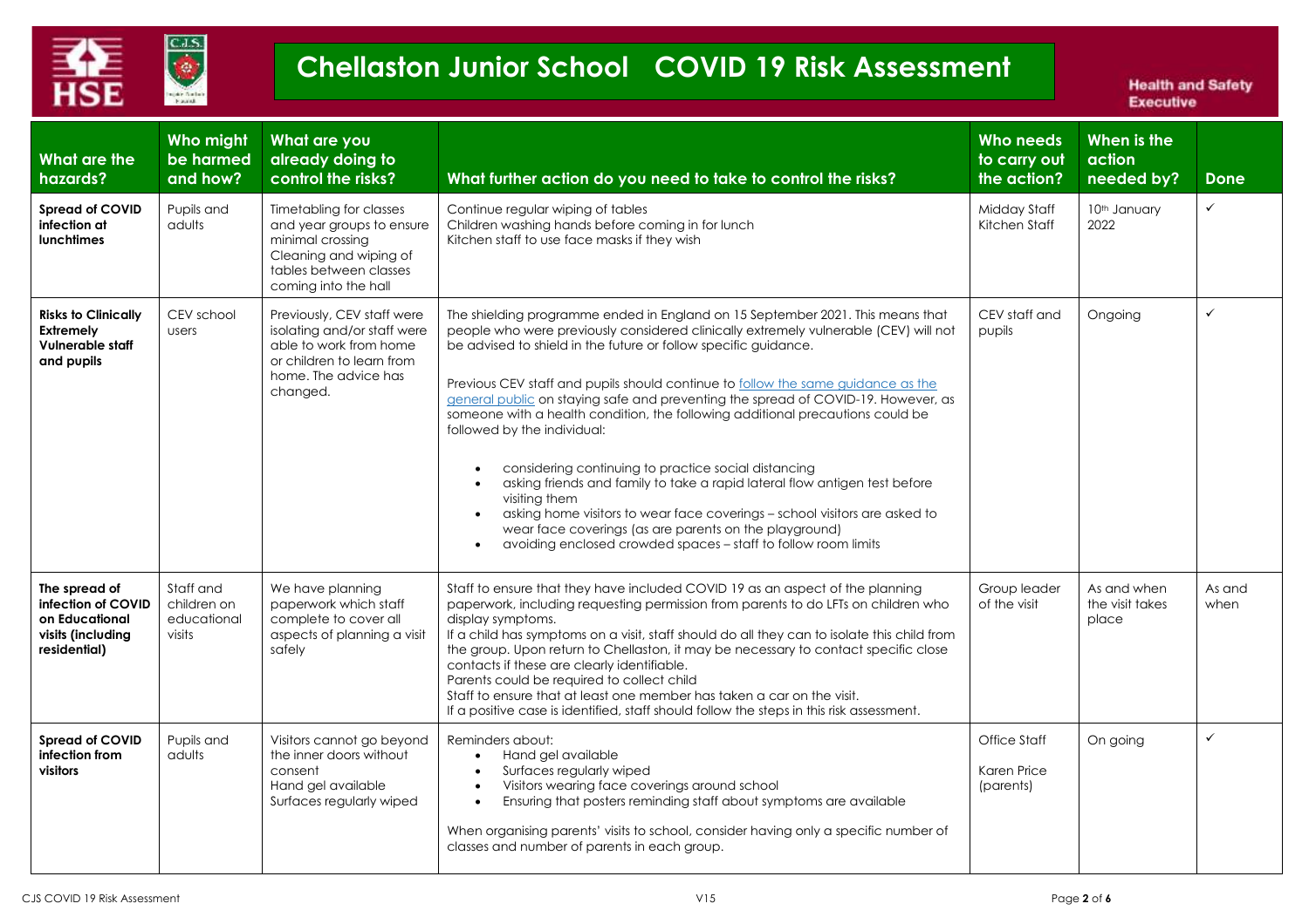# Chellaston Junior School COVID 19 Risk Assessment

Health and Safety Executive

| What are the hazards? | Who might be harmed and how? | What are you already doing to control the risks? | What further action do you need to take to control the risks? | Who needs to carry out the action? | When is the action needed by? | Done |
|---|---|---|---|---|---|---|
| **Spread of COVID infection at lunchtimes** | Pupils and adults | Timetabling for classes and year groups to ensure minimal crossing<br>Cleaning and wiping of tables between classes coming into the hall | Continue regular wiping of tables<br>Children washing hands before coming in for lunch<br>Kitchen staff to use face masks if they wish | Midday Staff<br>Kitchen Staff | 10th January 2022 | ✓ |
| **Risks to Clinically Extremely Vulnerable staff and pupils** | CEV school users | Previously, CEV staff were isolating and/or staff were able to work from home or children to learn from home. The advice has changed. | The shielding programme ended in England on 15 September 2021. This means that people who were previously considered clinically extremely vulnerable (CEV) will not be advised to shield in the future or follow specific guidance.<br><br>Previous CEV staff and pupils should continue to [follow the same guidance as the general public]() on staying safe and preventing the spread of COVID-19. However, as someone with a health condition, the following additional precautions could be followed by the individual:<br><br>• considering continuing to practice social distancing<br>• asking friends and family to take a rapid lateral flow antigen test before visiting them<br>• asking home visitors to wear face coverings – school visitors are asked to wear face coverings (as are parents on the playground)<br>• avoiding enclosed crowded spaces – staff to follow room limits | CEV staff and pupils | Ongoing | ✓ |
| **The spread of infection of COVID on Educational visits (including residential)** | Staff and children on educational visits | We have planning paperwork which staff complete to cover all aspects of planning a visit safely | Staff to ensure that they have included COVID 19 as an aspect of the planning paperwork, including requesting permission from parents to do LFTs on children who display symptoms.<br>If a child has symptoms on a visit, staff should do all they can to isolate this child from the group. Upon return to Chellaston, it may be necessary to contact specific close contacts if these are clearly identifiable.<br>Parents could be required to collect child<br>Staff to ensure that at least one member has taken a car on the visit.<br>If a positive case is identified, staff should follow the steps in this risk assessment. | Group leader of the visit | As and when the visit takes place | As and when |
| **Spread of COVID infection from visitors** | Pupils and adults | Visitors cannot go beyond the inner doors without consent<br>Hand gel available<br>Surfaces regularly wiped | Reminders about:<br>• Hand gel available<br>• Surfaces regularly wiped<br>• Visitors wearing face coverings around school<br>• Ensuring that posters reminding staff about symptoms are available<br><br>When organising parents' visits to school, consider having only a specific number of classes and number of parents in each group. | Office Staff<br><br>Karen Price (parents) | On going | ✓ |

CJS COVID 19 Risk Assessment V15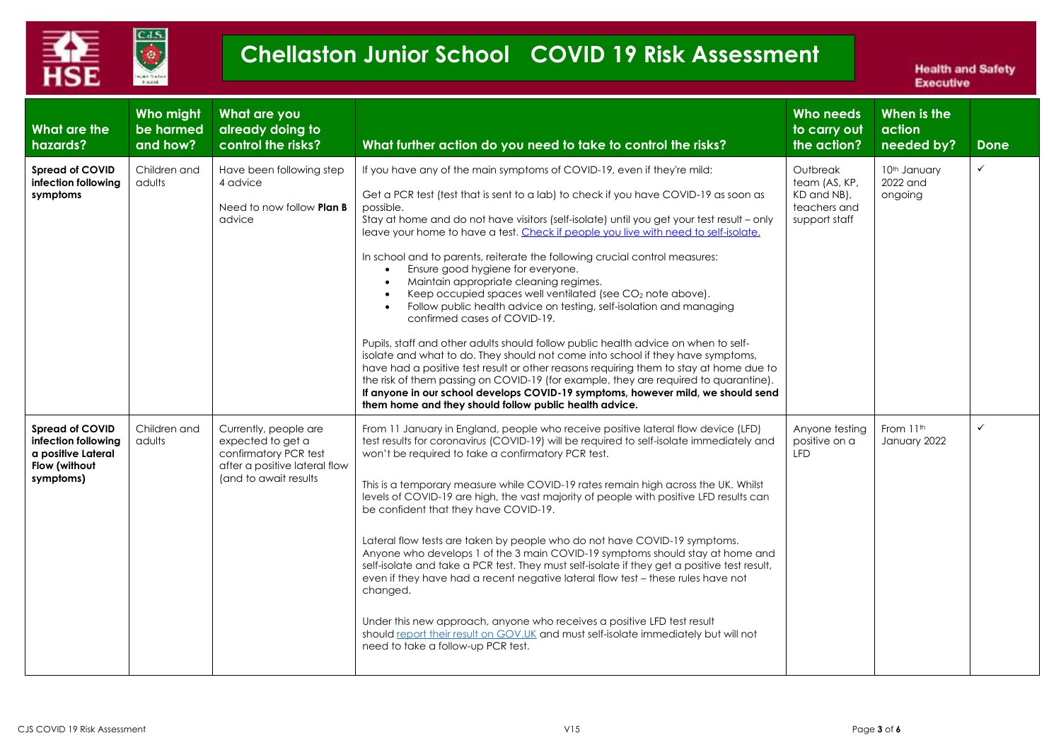# Chellaston Junior School COVID 19 Risk Assessment

Health and Safety Executive

| What are the hazards? | Who might be harmed and how? | What are you already doing to control the risks? | What further action do you need to take to control the risks? | Who needs to carry out the action? | When is the action needed by? | Done |
|---|---|---|---|---|---|---|
| **Spread of COVID infection following symptoms** | Children and adults | Have been following step 4 advice<br><br>Need to now follow **Plan B** advice | If you have any of the main symptoms of COVID-19, even if they're mild:<br><br>Get a PCR test (test that is sent to a lab) to check if you have COVID-19 as soon as possible.<br>Stay at home and do not have visitors (self-isolate) until you get your test result – only leave your home to have a test. Check if people you live with need to self-isolate.<br><br>In school and to parents, reiterate the following crucial control measures:<br>• Ensure good hygiene for everyone.<br>• Maintain appropriate cleaning regimes.<br>• Keep occupied spaces well ventilated (see $CO_2$ note above).<br>• Follow public health advice on testing, self-isolation and managing confirmed cases of COVID-19.<br><br>Pupils, staff and other adults should follow public health advice on when to self-isolate and what to do. They should not come into school if they have symptoms, have had a positive test result or other reasons requiring them to stay at home due to the risk of them passing on COVID-19 (for example, they are required to quarantine).<br>**If anyone in our school develops COVID-19 symptoms, however mild, we should send them home and they should follow public health advice.** | Outbreak team (AS, KP, KD and NB), teachers and support staff | 10th January 2022 and ongoing | ✓ |
| **Spread of COVID infection following a positive Lateral Flow (without symptoms)** | Children and adults | Currently, people are expected to get a confirmatory PCR test after a positive lateral flow (and to await results | From 11 January in England, people who receive positive lateral flow device (LFD) test results for coronavirus (COVID-19) will be required to self-isolate immediately and won't be required to take a confirmatory PCR test.<br><br>This is a temporary measure while COVID-19 rates remain high across the UK. Whilst levels of COVID-19 are high, the vast majority of people with positive LFD results can be confident that they have COVID-19.<br><br>Lateral flow tests are taken by people who do not have COVID-19 symptoms. Anyone who develops 1 of the 3 main COVID-19 symptoms should stay at home and self-isolate and take a PCR test. They must self-isolate if they get a positive test result, even if they have had a recent negative lateral flow test – these rules have not changed.<br><br>Under this new approach, anyone who receives a positive LFD test result should report their result on GOV.UK and must self-isolate immediately but will not need to take a follow-up PCR test. | Anyone testing positive on a LFD | From 11th January 2022 | ✓ |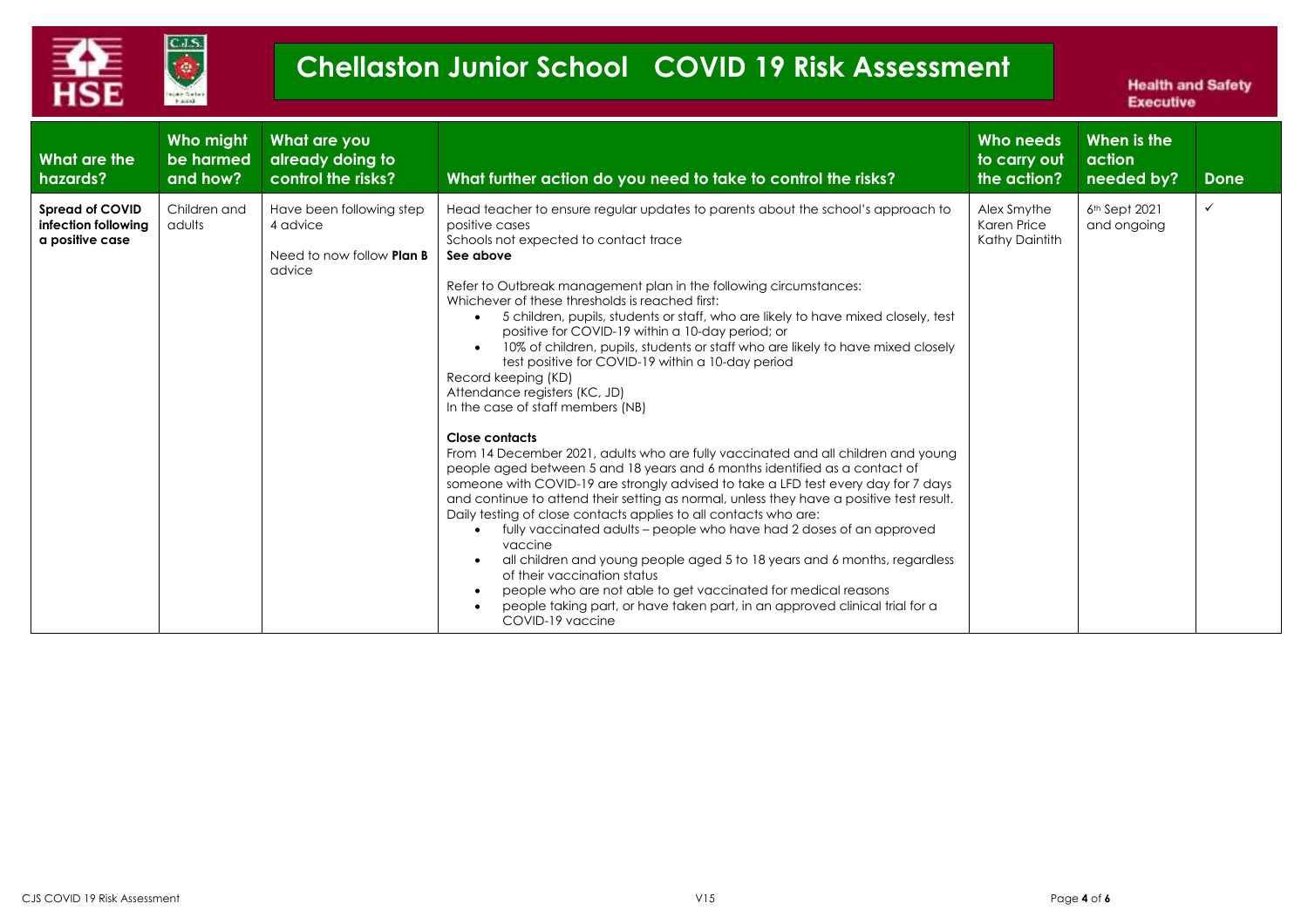# Chellaston Junior School COVID 19 Risk Assessment

Health and Safety Executive

| What are the hazards? | Who might be harmed and how? | What are you already doing to control the risks? | What further action do you need to take to control the risks? | Who needs to carry out the action? | When is the action needed by? | Done |
|---|---|---|---|---|---|---|
| **Spread of COVID infection following a positive case** | Children and adults | Have been following step 4 advice<br><br>Need to now follow **Plan B** advice | Head teacher to ensure regular updates to parents about the school's approach to positive cases<br>Schools not expected to contact trace<br>**See above**<br><br>Refer to Outbreak management plan in the following circumstances:<br>Whichever of these thresholds is reached first:<br>• 5 children, pupils, students or staff, who are likely to have mixed closely, test positive for COVID-19 within a 10-day period; or<br>• 10% of children, pupils, students or staff who are likely to have mixed closely test positive for COVID-19 within a 10-day period<br>Record keeping (KD)<br>Attendance registers (KC, JD)<br>In the case of staff members (NB)<br><br>**Close contacts**<br>From 14 December 2021, adults who are fully vaccinated and all children and young people aged between 5 and 18 years and 6 months identified as a contact of someone with COVID-19 are strongly advised to take a LFD test every day for 7 days and continue to attend their setting as normal, unless they have a positive test result.<br>Daily testing of close contacts applies to all contacts who are:<br>• fully vaccinated adults – people who have had 2 doses of an approved vaccine<br>• all children and young people aged 5 to 18 years and 6 months, regardless of their vaccination status<br>• people who are not able to get vaccinated for medical reasons<br>• people taking part, or have taken part, in an approved clinical trial for a COVID-19 vaccine | Alex Smythe<br>Karen Price<br>Kathy Daintith | 6th Sept 2021 and ongoing | ✓ |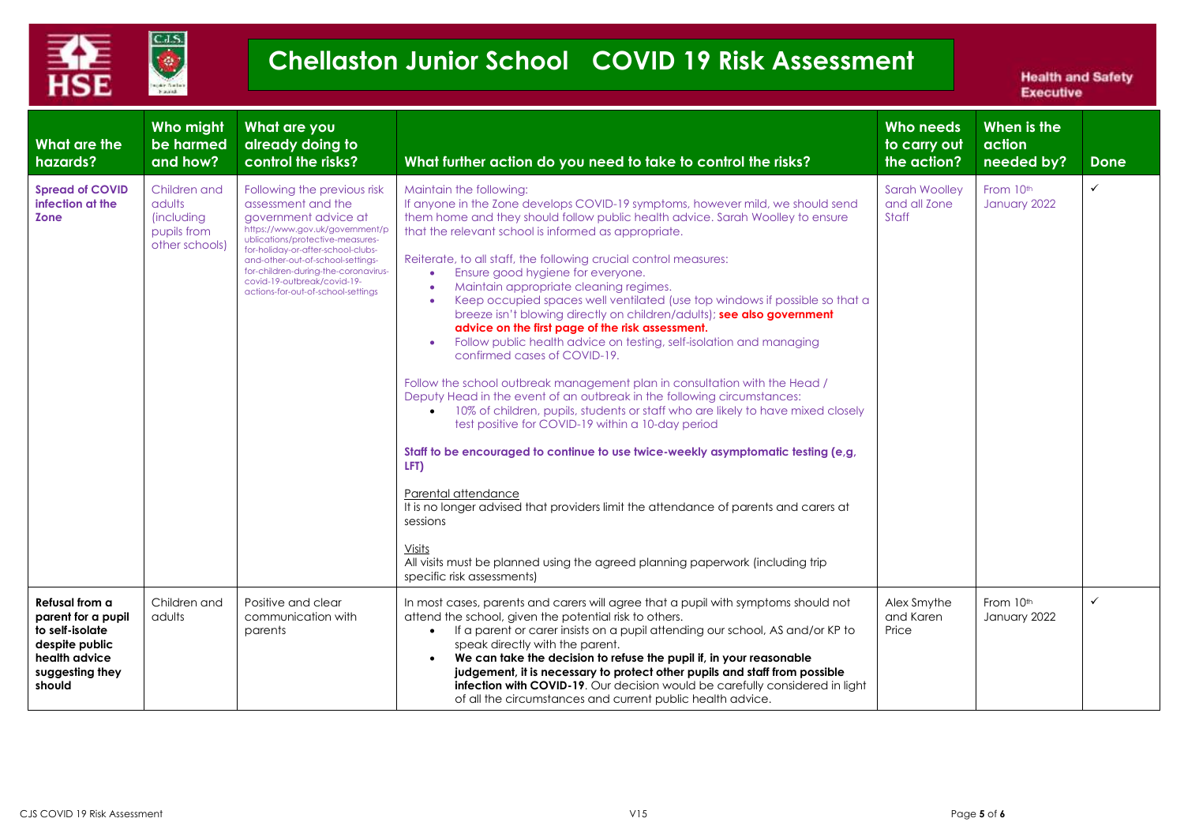# Chellaston Junior School COVID 19 Risk Assessment

Health and Safety Executive

| What are the hazards? | Who might be harmed and how? | What are you already doing to control the risks? | What further action do you need to take to control the risks? | Who needs to carry out the action? | When is the action needed by? | Done |
|---|---|---|---|---|---|---|
| **Spread of COVID infection at the Zone** | Children and adults (including pupils from other schools) | Following the previous risk assessment and the government advice at https://www.gov.uk/government/publications/protective-measures-for-holiday-or-after-school-clubs-and-other-out-of-school-settings-for-children-during-the-coronavirus-covid-19-outbreak/covid-19-actions-for-out-of-school-settings | Maintain the following:<br>If anyone in the Zone develops COVID-19 symptoms, however mild, we should send them home and they should follow public health advice. Sarah Woolley to ensure that the relevant school is informed as appropriate.<br><br>Reiterate, to all staff, the following crucial control measures:<br>• Ensure good hygiene for everyone.<br>• Maintain appropriate cleaning regimes.<br>• Keep occupied spaces well ventilated (use top windows if possible so that a breeze isn't blowing directly on children/adults); **see also government advice on the first page of the risk assessment.**<br>• Follow public health advice on testing, self-isolation and managing confirmed cases of COVID-19.<br><br>Follow the school outbreak management plan in consultation with the Head / Deputy Head in the event of an outbreak in the following circumstances:<br>• 10% of children, pupils, students or staff who are likely to have mixed closely test positive for COVID-19 within a 10-day period<br><br>**Staff to be encouraged to continue to use twice-weekly asymptomatic testing (e,g, LFT)**<br><br>Parental attendance<br>It is no longer advised that providers limit the attendance of parents and carers at sessions<br><br>Visits<br>All visits must be planned using the agreed planning paperwork (including trip specific risk assessments) | Sarah Woolley and all Zone Staff | From 10th January 2022 | ✓ |
| **Refusal from a parent for a pupil to self-isolate despite public health advice suggesting they should** | Children and adults | Positive and clear communication with parents | In most cases, parents and carers will agree that a pupil with symptoms should not attend the school, given the potential risk to others.<br>• If a parent or carer insists on a pupil attending our school, AS and/or KP to speak directly with the parent.<br>• **We can take the decision to refuse the pupil if, in your reasonable judgement, it is necessary to protect other pupils and staff from possible infection with COVID-19**. Our decision would be carefully considered in light of all the circumstances and current public health advice. | Alex Smythe and Karen Price | From 10th January 2022 | ✓ |

CJS COVID 19 Risk Assessment V15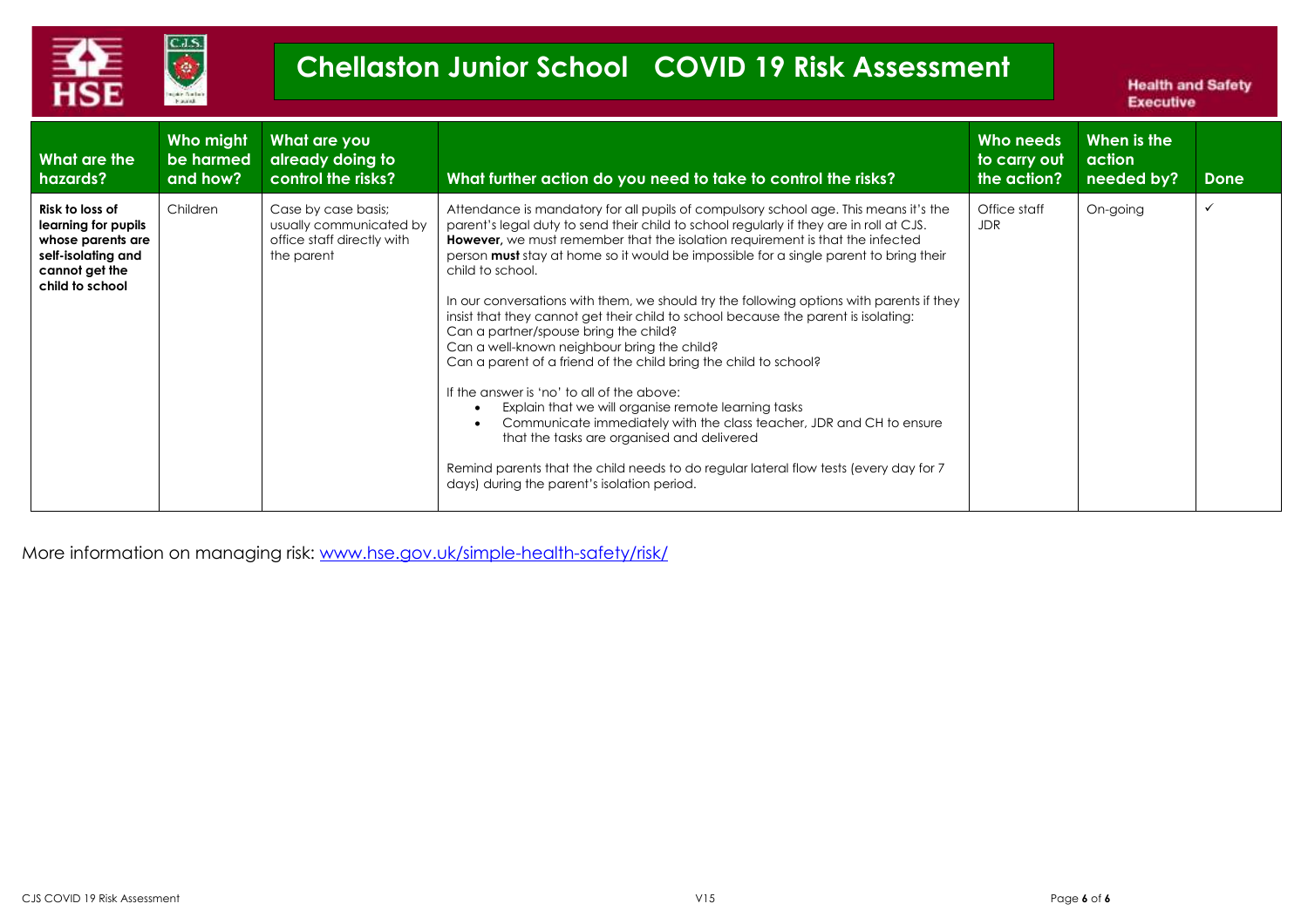# Chellaston Junior School COVID 19 Risk Assessment

Health and Safety Executive

| What are the hazards? | Who might be harmed and how? | What are you already doing to control the risks? | What further action do you need to take to control the risks? | Who needs to carry out the action? | When is the action needed by? | Done |
|---|---|---|---|---|---|---|
| **Risk to loss of learning for pupils whose parents are self-isolating and cannot get the child to school** | Children | Case by case basis; usually communicated by office staff directly with the parent | Attendance is mandatory for all pupils of compulsory school age. This means it's the parent's legal duty to send their child to school regularly if they are in roll at CJS. **However,** we must remember that the isolation requirement is that the infected person **must** stay at home so it would be impossible for a single parent to bring their child to school.<br><br>In our conversations with them, we should try the following options with parents if they insist that they cannot get their child to school because the parent is isolating:<br>Can a partner/spouse bring the child?<br>Can a well-known neighbour bring the child?<br>Can a parent of a friend of the child bring the child to school?<br><br>If the answer is 'no' to all of the above:<br>• Explain that we will organise remote learning tasks<br>• Communicate immediately with the class teacher, JDR and CH to ensure that the tasks are organised and delivered<br><br>Remind parents that the child needs to do regular lateral flow tests (every day for 7 days) during the parent's isolation period. | Office staff<br>JDR | On-going | ✓ |

More information on managing risk: [www.hse.gov.uk/simple-health-safety/risk/](http://www.hse.gov.uk/simple-health-safety/risk/)